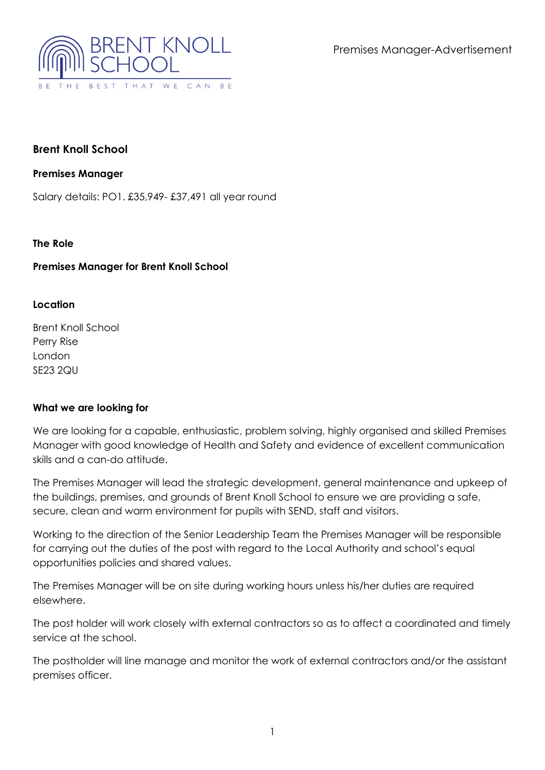# Brent Knoll School

**Premises Manager**

Salary details: PO1. £35,949- £37,491 all year round

## The Role

**Premises Manager for Brent Knoll School**

## Location

Brent Knoll School
Perry Rise
London
SE23 2QU

## What we are looking for

We are looking for a capable, enthusiastic, problem solving, highly organised and skilled Premises Manager with good knowledge of Health and Safety and evidence of excellent communication skills and a can-do attitude.

The Premises Manager will lead the strategic development, general maintenance and upkeep of the buildings, premises, and grounds of Brent Knoll School to ensure we are providing a safe, secure, clean and warm environment for pupils with SEND, staff and visitors.

Working to the direction of the Senior Leadership Team the Premises Manager will be responsible for carrying out the duties of the post with regard to the Local Authority and school's equal opportunities policies and shared values.

The Premises Manager will be on site during working hours unless his/her duties are required elsewhere.

The post holder will work closely with external contractors so as to affect a coordinated and timely service at the school.

The postholder will line manage and monitor the work of external contractors and/or the assistant premises officer.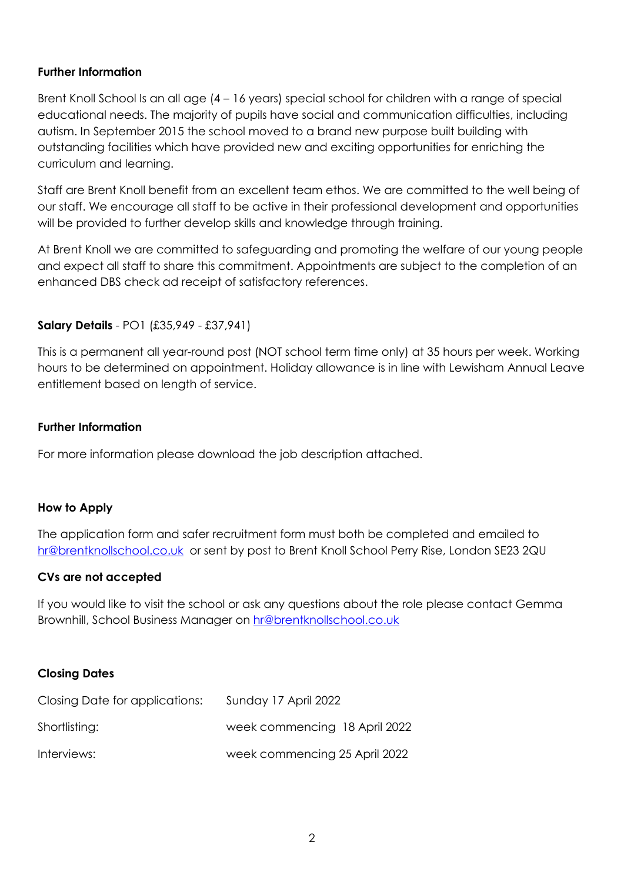**Further Information**

Brent Knoll School Is an all age (4 – 16 years) special school for children with a range of special educational needs. The majority of pupils have social and communication difficulties, including autism. In September 2015 the school moved to a brand new purpose built building with outstanding facilities which have provided new and exciting opportunities for enriching the curriculum and learning.

Staff are Brent Knoll benefit from an excellent team ethos. We are committed to the well being of our staff. We encourage all staff to be active in their professional development and opportunities will be provided to further develop skills and knowledge through training.

At Brent Knoll we are committed to safeguarding and promoting the welfare of our young people and expect all staff to share this commitment. Appointments are subject to the completion of an enhanced DBS check ad receipt of satisfactory references.

**Salary Details** - PO1 (£35,949 - £37,941)

This is a permanent all year-round post (NOT school term time only) at 35 hours per week. Working hours to be determined on appointment. Holiday allowance is in line with Lewisham Annual Leave entitlement based on length of service.

**Further Information**

For more information please download the job description attached.

**How to Apply**

The application form and safer recruitment form must both be completed and emailed to [hr@brentknollschool.co.uk](mailto:hr@brentknollschool.co.uk) or sent by post to Brent Knoll School Perry Rise, London SE23 2QU

**CVs are not accepted**

If you would like to visit the school or ask any questions about the role please contact Gemma Brownhill, School Business Manager on [hr@brentknollschool.co.uk](mailto:hr@brentknollschool.co.uk)

**Closing Dates**

| | |
|---|---|
| Closing Date for applications: | Sunday 17 April 2022 |
| Shortlisting: | week commencing 18 April 2022 |
| Interviews: | week commencing 25 April 2022 |